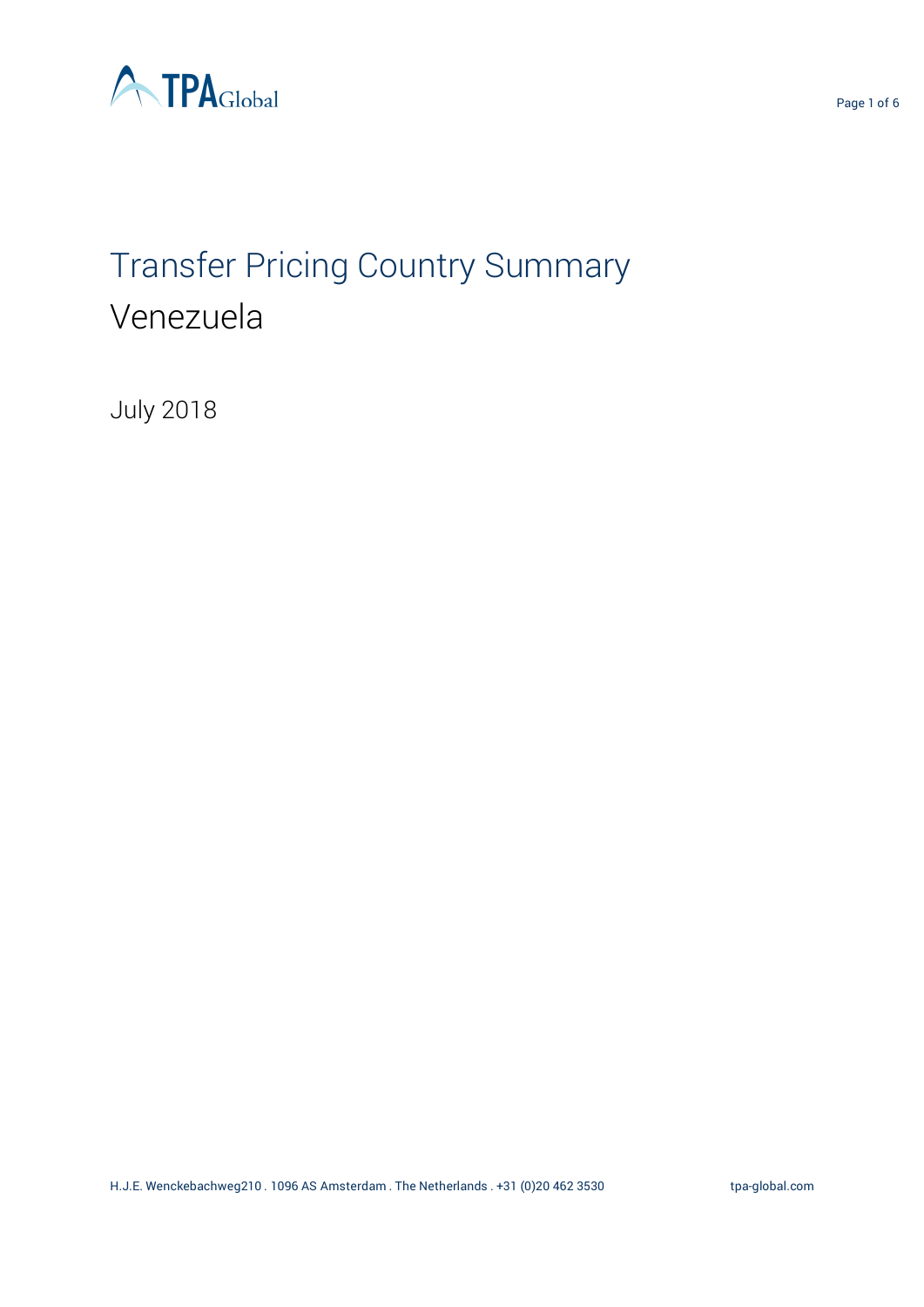# Transfer Pricing Country Summary

## Venezuela

July 2018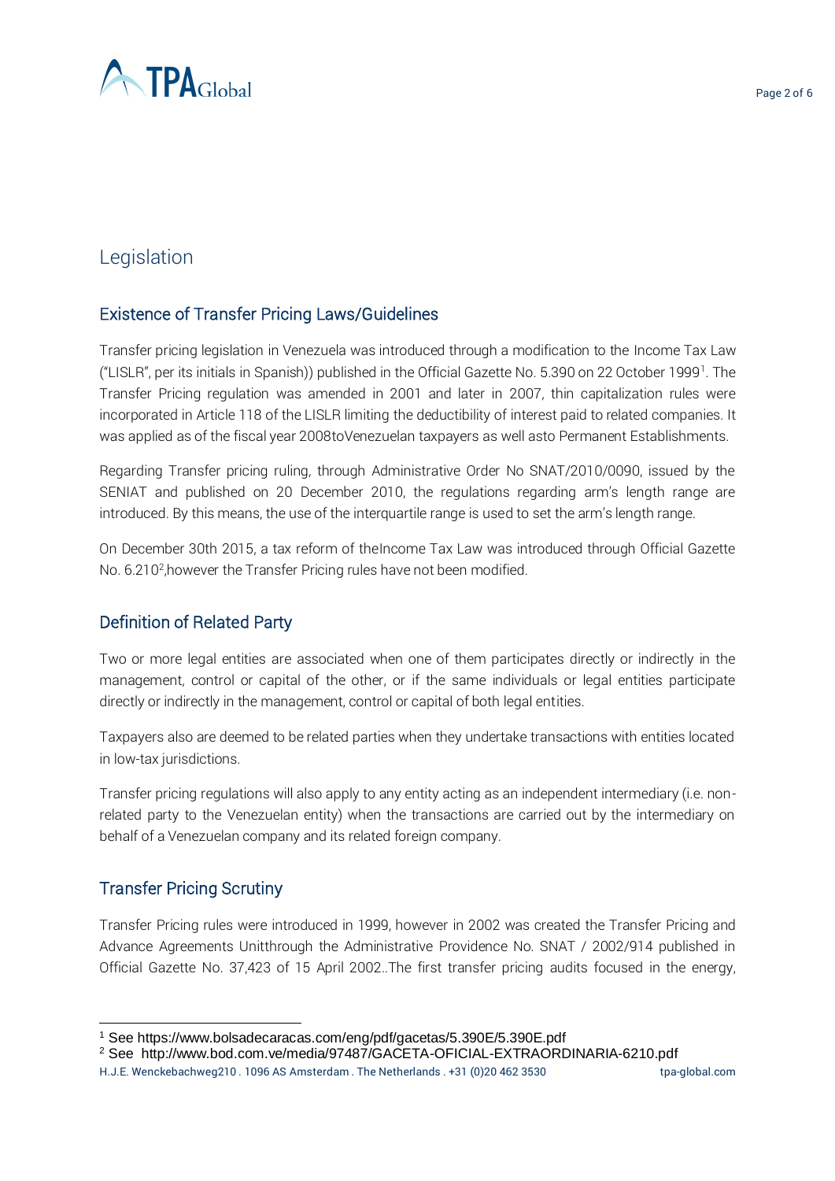# Legislation

## Existence of Transfer Pricing Laws/Guidelines

Transfer pricing legislation in Venezuela was introduced through a modification to the Income Tax Law ("LISLR", per its initials in Spanish)) published in the Official Gazette No. 5.390 on 22 October 1999[1]. The Transfer Pricing regulation was amended in 2001 and later in 2007, thin capitalization rules were incorporated in Article 118 of the LISLR limiting the deductibility of interest paid to related companies. It was applied as of the fiscal year 2008toVenezuelan taxpayers as well asto Permanent Establishments.

Regarding Transfer pricing ruling, through Administrative Order No SNAT/2010/0090, issued by the SENIAT and published on 20 December 2010, the regulations regarding arm's length range are introduced. By this means, the use of the interquartile range is used to set the arm's length range.

On December 30th 2015, a tax reform of theIncome Tax Law was introduced through Official Gazette No. 6.210[2],however the Transfer Pricing rules have not been modified.

## Definition of Related Party

Two or more legal entities are associated when one of them participates directly or indirectly in the management, control or capital of the other, or if the same individuals or legal entities participate directly or indirectly in the management, control or capital of both legal entities.

Taxpayers also are deemed to be related parties when they undertake transactions with entities located in low-tax jurisdictions.

Transfer pricing regulations will also apply to any entity acting as an independent intermediary (i.e. non-related party to the Venezuelan entity) when the transactions are carried out by the intermediary on behalf of a Venezuelan company and its related foreign company.

## Transfer Pricing Scrutiny

Transfer Pricing rules were introduced in 1999, however in 2002 was created the Transfer Pricing and Advance Agreements Unitthrough the Administrative Providence No. SNAT / 2002/914 published in Official Gazette No. 37,423 of 15 April 2002..The first transfer pricing audits focused in the energy,

---

[1] See https://www.bolsadecaracas.com/eng/pdf/gacetas/5.390E/5.390E.pdf

[2] See http://www.bod.com.ve/media/97487/GACETA-OFICIAL-EXTRAORDINARIA-6210.pdf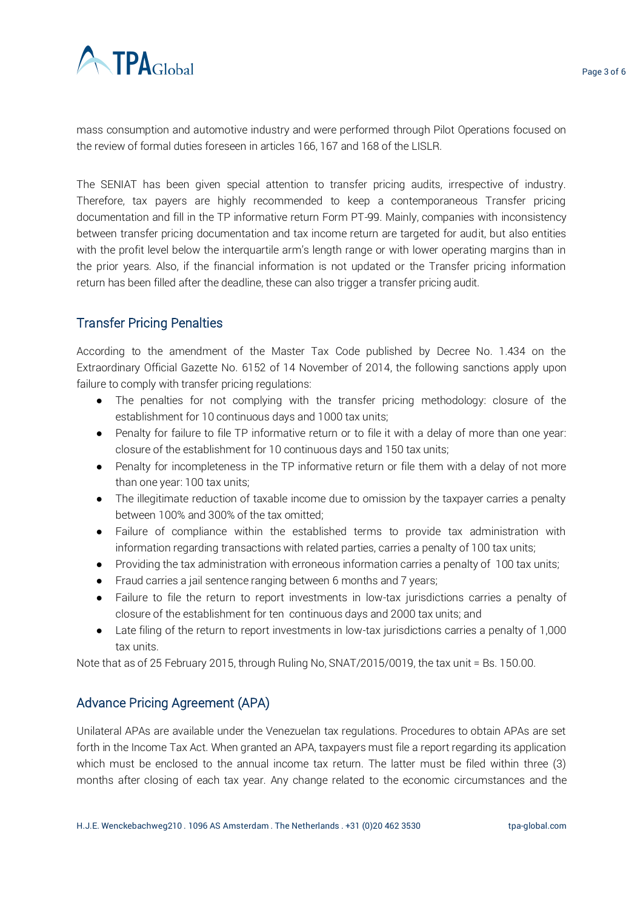mass consumption and automotive industry and were performed through Pilot Operations focused on the review of formal duties foreseen in articles 166, 167 and 168 of the LISLR.

The SENIAT has been given special attention to transfer pricing audits, irrespective of industry. Therefore, tax payers are highly recommended to keep a contemporaneous Transfer pricing documentation and fill in the TP informative return Form PT-99. Mainly, companies with inconsistency between transfer pricing documentation and tax income return are targeted for audit, but also entities with the profit level below the interquartile arm's length range or with lower operating margins than in the prior years. Also, if the financial information is not updated or the Transfer pricing information return has been filled after the deadline, these can also trigger a transfer pricing audit.

## Transfer Pricing Penalties

According to the amendment of the Master Tax Code published by Decree No. 1.434 on the Extraordinary Official Gazette No. 6152 of 14 November of 2014, the following sanctions apply upon failure to comply with transfer pricing regulations:

- The penalties for not complying with the transfer pricing methodology: closure of the establishment for 10 continuous days and 1000 tax units;
- Penalty for failure to file TP informative return or to file it with a delay of more than one year: closure of the establishment for 10 continuous days and 150 tax units;
- Penalty for incompleteness in the TP informative return or file them with a delay of not more than one year: 100 tax units;
- The illegitimate reduction of taxable income due to omission by the taxpayer carries a penalty between 100% and 300% of the tax omitted;
- Failure of compliance within the established terms to provide tax administration with information regarding transactions with related parties, carries a penalty of 100 tax units;
- Providing the tax administration with erroneous information carries a penalty of 100 tax units;
- Fraud carries a jail sentence ranging between 6 months and 7 years;
- Failure to file the return to report investments in low-tax jurisdictions carries a penalty of closure of the establishment for ten continuous days and 2000 tax units; and
- Late filing of the return to report investments in low-tax jurisdictions carries a penalty of 1,000 tax units.

Note that as of 25 February 2015, through Ruling No, SNAT/2015/0019, the tax unit = Bs. 150.00.

## Advance Pricing Agreement (APA)

Unilateral APAs are available under the Venezuelan tax regulations. Procedures to obtain APAs are set forth in the Income Tax Act. When granted an APA, taxpayers must file a report regarding its application which must be enclosed to the annual income tax return. The latter must be filed within three (3) months after closing of each tax year. Any change related to the economic circumstances and the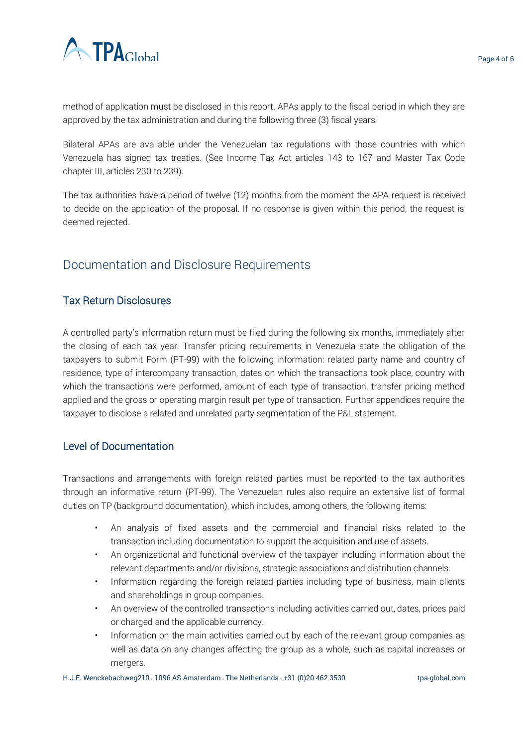method of application must be disclosed in this report. APAs apply to the fiscal period in which they are approved by the tax administration and during the following three (3) fiscal years.

Bilateral APAs are available under the Venezuelan tax regulations with those countries with which Venezuela has signed tax treaties. (See Income Tax Act articles 143 to 167 and Master Tax Code chapter III, articles 230 to 239).

The tax authorities have a period of twelve (12) months from the moment the APA request is received to decide on the application of the proposal. If no response is given within this period, the request is deemed rejected.

## Documentation and Disclosure Requirements

### Tax Return Disclosures

A controlled party's information return must be filed during the following six months, immediately after the closing of each tax year. Transfer pricing requirements in Venezuela state the obligation of the taxpayers to submit Form (PT-99) with the following information: related party name and country of residence, type of intercompany transaction, dates on which the transactions took place, country with which the transactions were performed, amount of each type of transaction, transfer pricing method applied and the gross or operating margin result per type of transaction. Further appendices require the taxpayer to disclose a related and unrelated party segmentation of the P&L statement.

### Level of Documentation

Transactions and arrangements with foreign related parties must be reported to the tax authorities through an informative return (PT-99). The Venezuelan rules also require an extensive list of formal duties on TP (background documentation), which includes, among others, the following items:

- An analysis of fixed assets and the commercial and financial risks related to the transaction including documentation to support the acquisition and use of assets.
- An organizational and functional overview of the taxpayer including information about the relevant departments and/or divisions, strategic associations and distribution channels.
- Information regarding the foreign related parties including type of business, main clients and shareholdings in group companies.
- An overview of the controlled transactions including activities carried out, dates, prices paid or charged and the applicable currency.
- Information on the main activities carried out by each of the relevant group companies as well as data on any changes affecting the group as a whole, such as capital increases or mergers.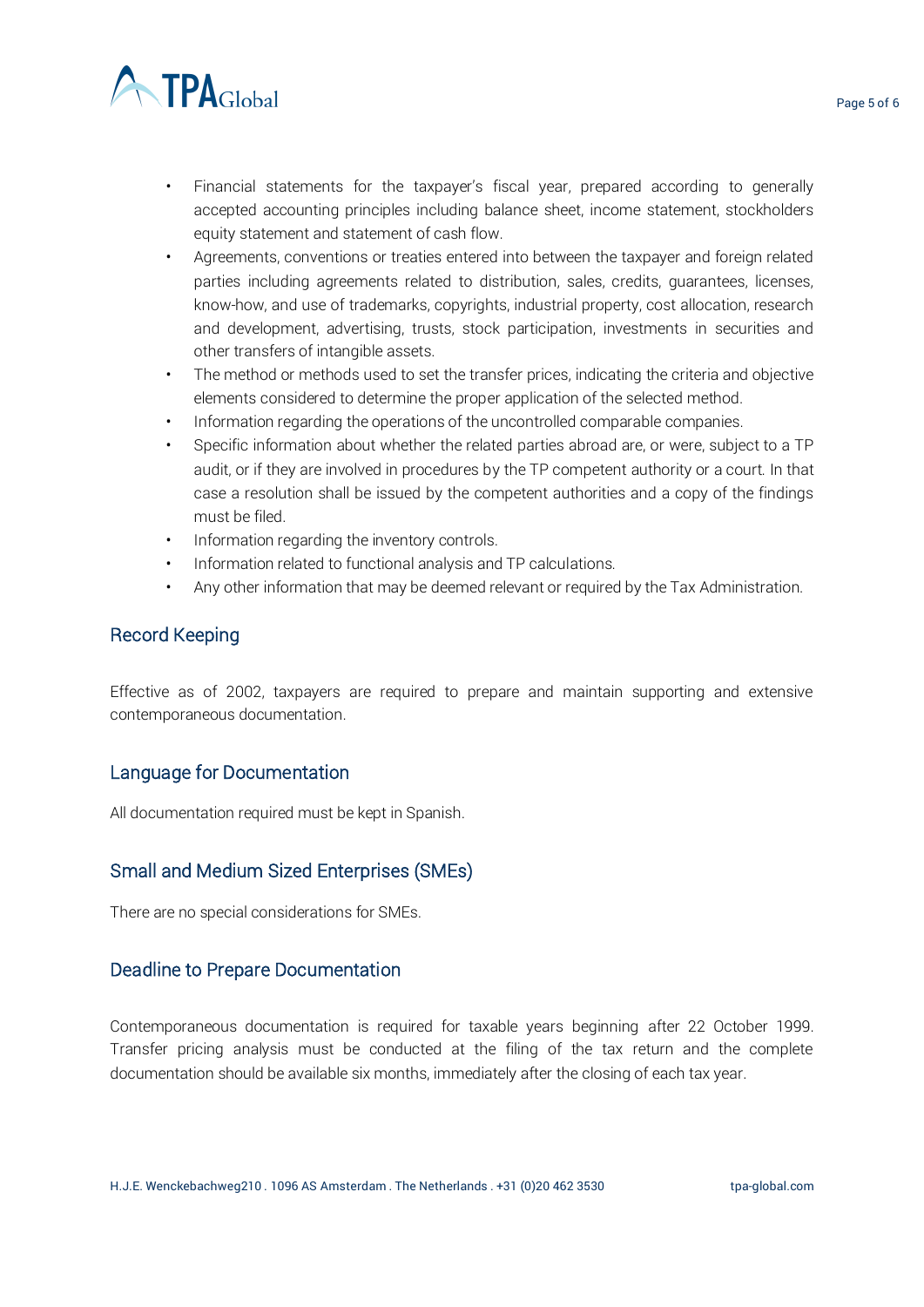- Financial statements for the taxpayer's fiscal year, prepared according to generally accepted accounting principles including balance sheet, income statement, stockholders equity statement and statement of cash flow.
- Agreements, conventions or treaties entered into between the taxpayer and foreign related parties including agreements related to distribution, sales, credits, guarantees, licenses, know-how, and use of trademarks, copyrights, industrial property, cost allocation, research and development, advertising, trusts, stock participation, investments in securities and other transfers of intangible assets.
- The method or methods used to set the transfer prices, indicating the criteria and objective elements considered to determine the proper application of the selected method.
- Information regarding the operations of the uncontrolled comparable companies.
- Specific information about whether the related parties abroad are, or were, subject to a TP audit, or if they are involved in procedures by the TP competent authority or a court. In that case a resolution shall be issued by the competent authorities and a copy of the findings must be filed.
- Information regarding the inventory controls.
- Information related to functional analysis and TP calculations.
- Any other information that may be deemed relevant or required by the Tax Administration.

## Record Keeping

Effective as of 2002, taxpayers are required to prepare and maintain supporting and extensive contemporaneous documentation.

## Language for Documentation

All documentation required must be kept in Spanish.

## Small and Medium Sized Enterprises (SMEs)

There are no special considerations for SMEs.

## Deadline to Prepare Documentation

Contemporaneous documentation is required for taxable years beginning after 22 October 1999. Transfer pricing analysis must be conducted at the filing of the tax return and the complete documentation should be available six months, immediately after the closing of each tax year.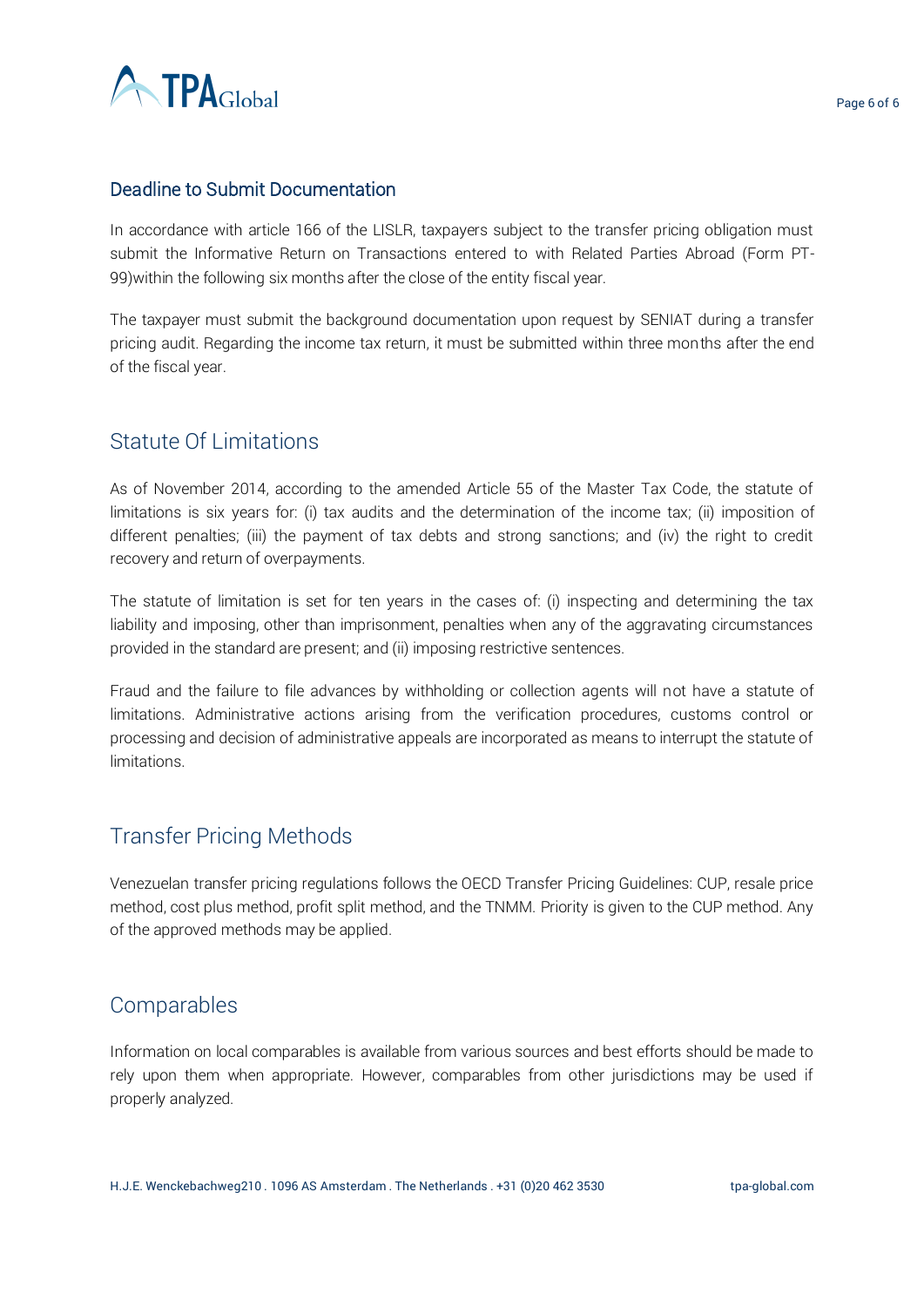### Deadline to Submit Documentation

In accordance with article 166 of the LISLR, taxpayers subject to the transfer pricing obligation must submit the Informative Return on Transactions entered to with Related Parties Abroad (Form PT-99)within the following six months after the close of the entity fiscal year.

The taxpayer must submit the background documentation upon request by SENIAT during a transfer pricing audit. Regarding the income tax return, it must be submitted within three months after the end of the fiscal year.

## Statute Of Limitations

As of November 2014, according to the amended Article 55 of the Master Tax Code, the statute of limitations is six years for: (i) tax audits and the determination of the income tax; (ii) imposition of different penalties; (iii) the payment of tax debts and strong sanctions; and (iv) the right to credit recovery and return of overpayments.

The statute of limitation is set for ten years in the cases of: (i) inspecting and determining the tax liability and imposing, other than imprisonment, penalties when any of the aggravating circumstances provided in the standard are present; and (ii) imposing restrictive sentences.

Fraud and the failure to file advances by withholding or collection agents will not have a statute of limitations. Administrative actions arising from the verification procedures, customs control or processing and decision of administrative appeals are incorporated as means to interrupt the statute of limitations.

## Transfer Pricing Methods

Venezuelan transfer pricing regulations follows the OECD Transfer Pricing Guidelines: CUP, resale price method, cost plus method, profit split method, and the TNMM. Priority is given to the CUP method. Any of the approved methods may be applied.

## Comparables

Information on local comparables is available from various sources and best efforts should be made to rely upon them when appropriate. However, comparables from other jurisdictions may be used if properly analyzed.